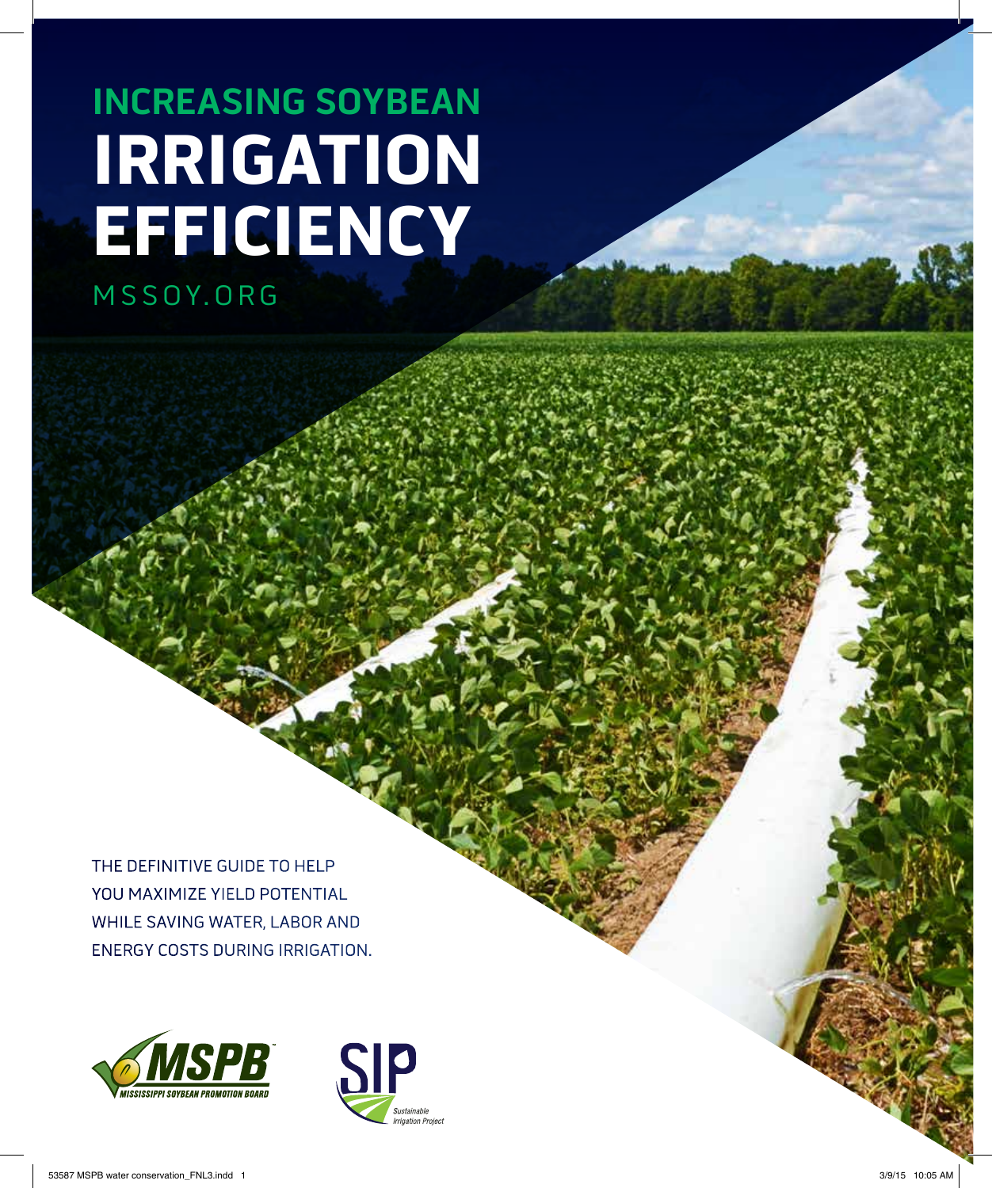# INCREASING SOYBEAN IRRIGATION EFFICIENCY

MSSOY.ORG

THE DEFINITIVE GUIDE TO HELP YOU MAXIMIZE YIELD POTENTIAL WHILE SAVING WATER, LABOR AND ENERGY COSTS DURING IRRIGATION.

MSPB™ MISSISSIPPI SOYBEAN PROMOTION BOARD

SIP Sustainable Irrigation Project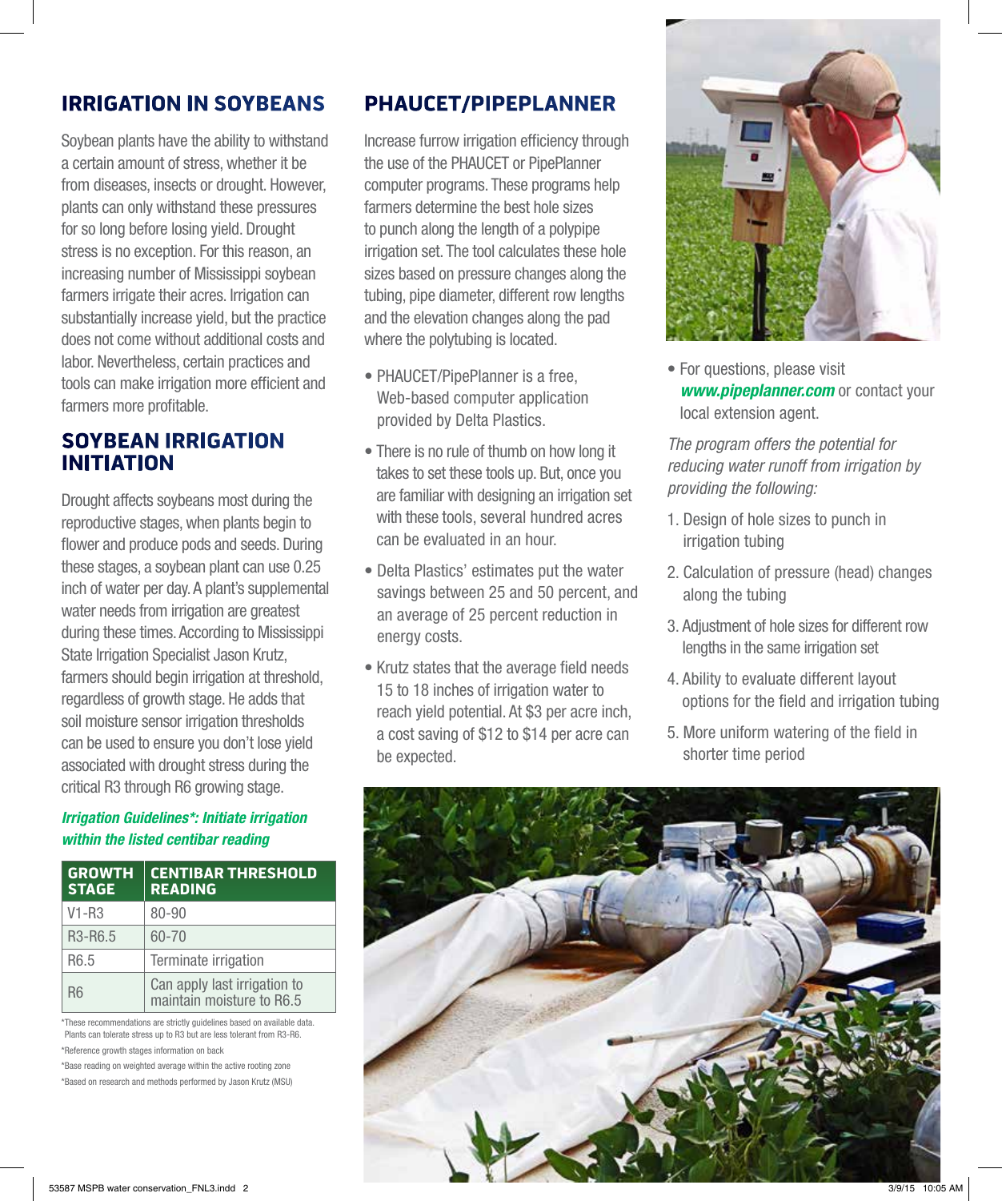## IRRIGATION IN SOYBEANS

Soybean plants have the ability to withstand a certain amount of stress, whether it be from diseases, insects or drought. However, plants can only withstand these pressures for so long before losing yield. Drought stress is no exception. For this reason, an increasing number of Mississippi soybean farmers irrigate their acres. Irrigation can substantially increase yield, but the practice does not come without additional costs and labor. Nevertheless, certain practices and tools can make irrigation more efficient and farmers more profitable.

## SOYBEAN IRRIGATION INITIATION

Drought affects soybeans most during the reproductive stages, when plants begin to flower and produce pods and seeds. During these stages, a soybean plant can use 0.25 inch of water per day. A plant's supplemental water needs from irrigation are greatest during these times. According to Mississippi State Irrigation Specialist Jason Krutz, farmers should begin irrigation at threshold, regardless of growth stage. He adds that soil moisture sensor irrigation thresholds can be used to ensure you don't lose yield associated with drought stress during the critical R3 through R6 growing stage.

***Irrigation Guidelines*: Initiate irrigation within the listed centibar reading***

| GROWTH STAGE | CENTIBAR THRESHOLD READING |
| --- | --- |
| V1-R3 | 80-90 |
| R3-R6.5 | 60-70 |
| R6.5 | Terminate irrigation |
| R6 | Can apply last irrigation to maintain moisture to R6.5 |

*These recommendations are strictly guidelines based on available data. Plants can tolerate stress up to R3 but are less tolerant from R3-R6.

*Reference growth stages information on back

*Base reading on weighted average within the active rooting zone

*Based on research and methods performed by Jason Krutz (MSU)

## PHAUCET/PIPEPLANNER

Increase furrow irrigation efficiency through the use of the PHAUCET or PipePlanner computer programs. These programs help farmers determine the best hole sizes to punch along the length of a polypipe irrigation set. The tool calculates these hole sizes based on pressure changes along the tubing, pipe diameter, different row lengths and the elevation changes along the pad where the polytubing is located.

- PHAUCET/PipePlanner is a free, Web-based computer application provided by Delta Plastics.
- There is no rule of thumb on how long it takes to set these tools up. But, once you are familiar with designing an irrigation set with these tools, several hundred acres can be evaluated in an hour.
- Delta Plastics' estimates put the water savings between 25 and 50 percent, and an average of 25 percent reduction in energy costs.
- Krutz states that the average field needs 15 to 18 inches of irrigation water to reach yield potential. At $3 per acre inch, a cost saving of $12 to $14 per acre can be expected.
- For questions, please visit ***www.pipeplanner.com*** or contact your local extension agent.

*The program offers the potential for reducing water runoff from irrigation by providing the following:*

1. Design of hole sizes to punch in irrigation tubing
2. Calculation of pressure (head) changes along the tubing
3. Adjustment of hole sizes for different row lengths in the same irrigation set
4. Ability to evaluate different layout options for the field and irrigation tubing
5. More uniform watering of the field in shorter time period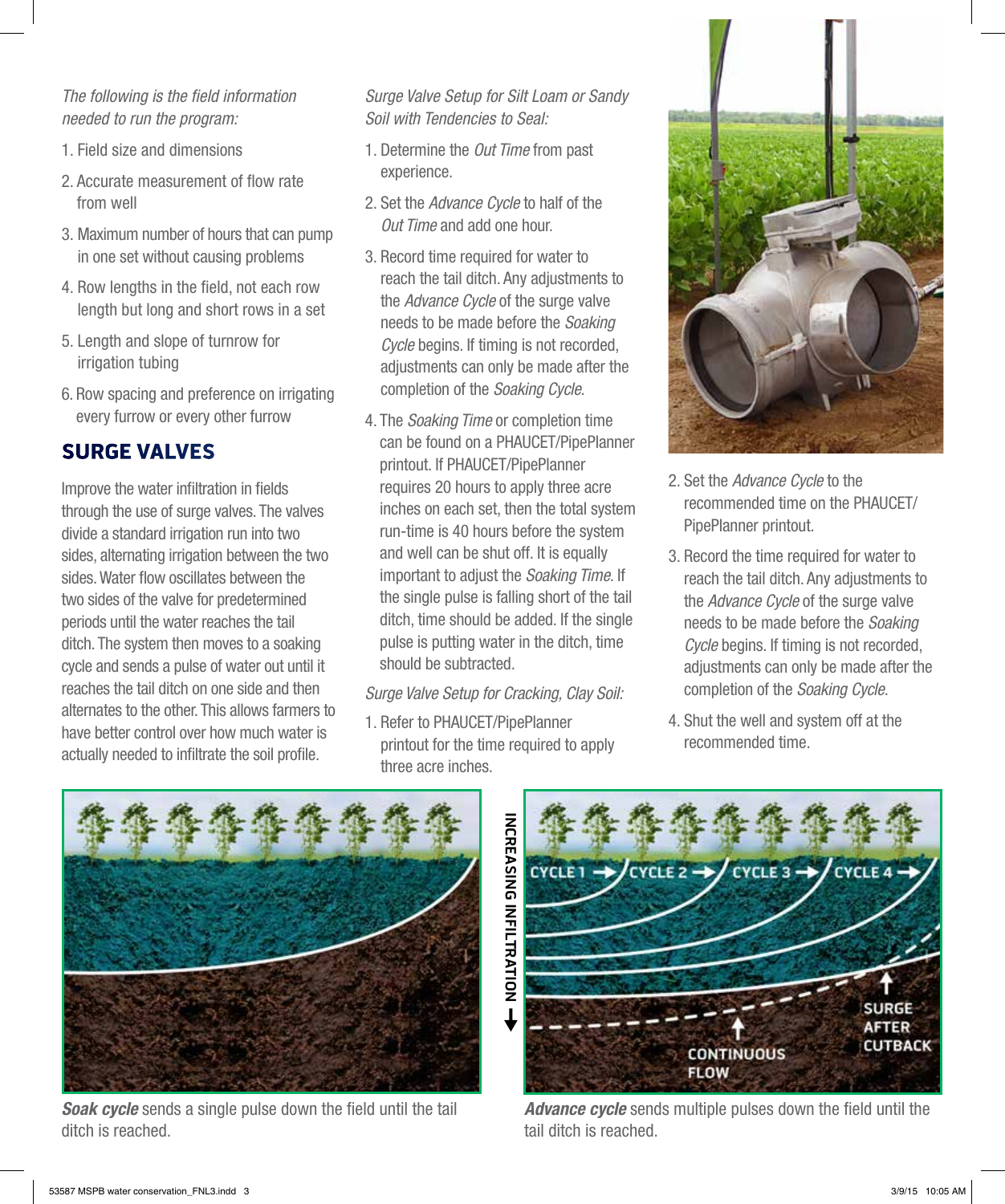*The following is the field information needed to run the program:*

1. Field size and dimensions
2. Accurate measurement of flow rate from well
3. Maximum number of hours that can pump in one set without causing problems
4. Row lengths in the field, not each row length but long and short rows in a set
5. Length and slope of turnrow for irrigation tubing
6. Row spacing and preference on irrigating every furrow or every other furrow

## SURGE VALVES

Improve the water infiltration in fields through the use of surge valves. The valves divide a standard irrigation run into two sides, alternating irrigation between the two sides. Water flow oscillates between the two sides of the valve for predetermined periods until the water reaches the tail ditch. The system then moves to a soaking cycle and sends a pulse of water out until it reaches the tail ditch on one side and then alternates to the other. This allows farmers to have better control over how much water is actually needed to infiltrate the soil profile.

*Surge Valve Setup for Silt Loam or Sandy Soil with Tendencies to Seal:*

1. Determine the *Out Time* from past experience.
2. Set the *Advance Cycle* to half of the *Out Time* and add one hour.
3. Record time required for water to reach the tail ditch. Any adjustments to the *Advance Cycle* of the surge valve needs to be made before the *Soaking Cycle* begins. If timing is not recorded, adjustments can only be made after the completion of the *Soaking Cycle*.
4. The *Soaking Time* or completion time can be found on a PHAUCET/PipePlanner printout. If PHAUCET/PipePlanner requires 20 hours to apply three acre inches on each set, then the total system run-time is 40 hours before the system and well can be shut off. It is equally important to adjust the *Soaking Time*. If the single pulse is falling short of the tail ditch, time should be added. If the single pulse is putting water in the ditch, time should be subtracted.

*Surge Valve Setup for Cracking, Clay Soil:*

1. Refer to PHAUCET/PipePlanner printout for the time required to apply three acre inches.
2. Set the *Advance Cycle* to the recommended time on the PHAUCET/PipePlanner printout.
3. Record the time required for water to reach the tail ditch. Any adjustments to the *Advance Cycle* of the surge valve needs to be made before the *Soaking Cycle* begins. If timing is not recorded, adjustments can only be made after the completion of the *Soaking Cycle*.
4. Shut the well and system off at the recommended time.

***Soak cycle*** sends a single pulse down the field until the tail ditch is reached.

***Advance cycle*** sends multiple pulses down the field until the tail ditch is reached.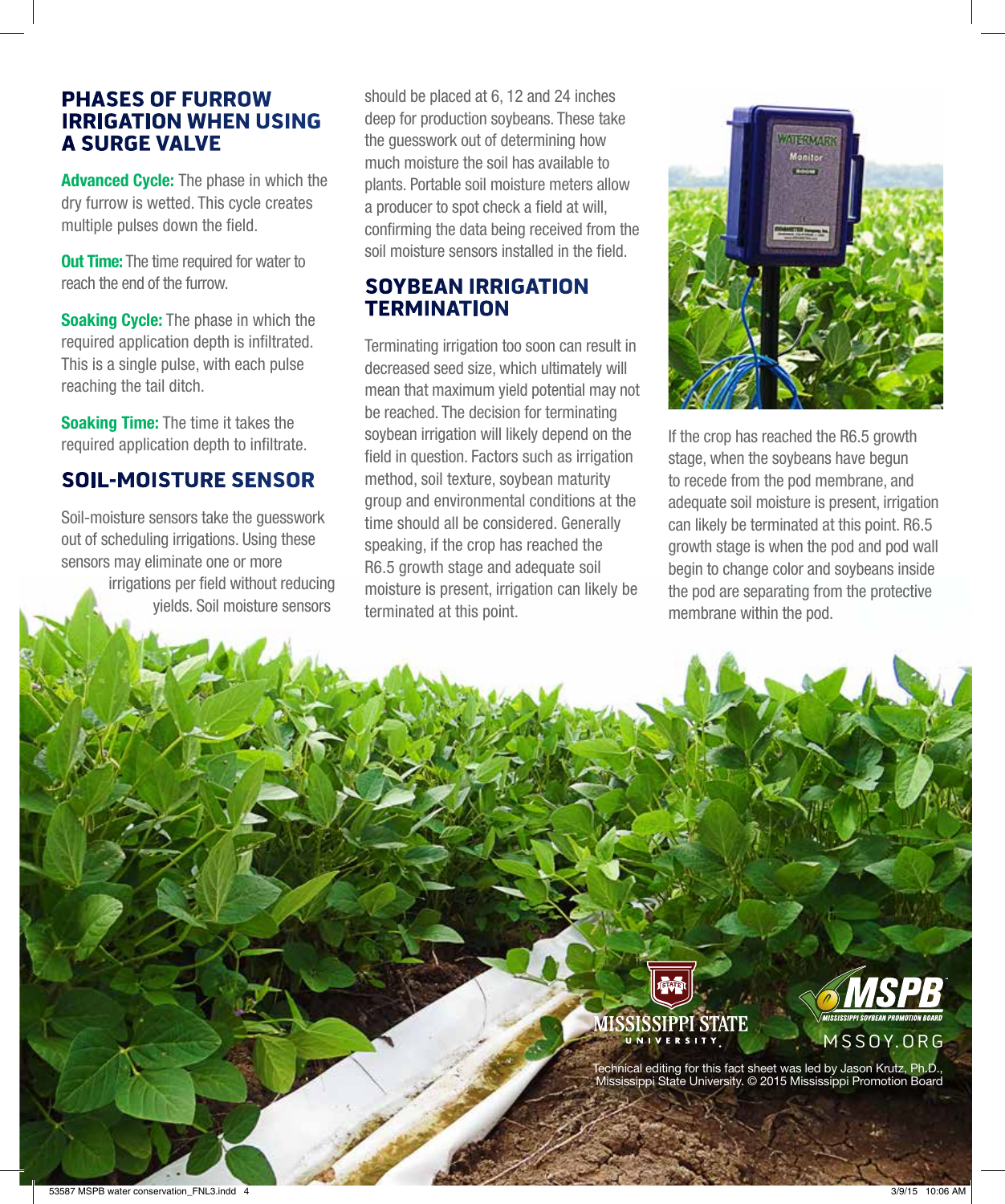## PHASES OF FURROW IRRIGATION WHEN USING A SURGE VALVE

**Advanced Cycle:** The phase in which the dry furrow is wetted. This cycle creates multiple pulses down the field.

**Out Time:** The time required for water to reach the end of the furrow.

**Soaking Cycle:** The phase in which the required application depth is infiltrated. This is a single pulse, with each pulse reaching the tail ditch.

**Soaking Time:** The time it takes the required application depth to infiltrate.

## SOIL-MOISTURE SENSOR

Soil-moisture sensors take the guesswork out of scheduling irrigations. Using these sensors may eliminate one or more irrigations per field without reducing yields. Soil moisture sensors should be placed at 6, 12 and 24 inches deep for production soybeans. These take the guesswork out of determining how much moisture the soil has available to plants. Portable soil moisture meters allow a producer to spot check a field at will, confirming the data being received from the soil moisture sensors installed in the field.

## SOYBEAN IRRIGATION TERMINATION

Terminating irrigation too soon can result in decreased seed size, which ultimately will mean that maximum yield potential may not be reached. The decision for terminating soybean irrigation will likely depend on the field in question. Factors such as irrigation method, soil texture, soybean maturity group and environmental conditions at the time should all be considered. Generally speaking, if the crop has reached the R6.5 growth stage and adequate soil moisture is present, irrigation can likely be terminated at this point.

If the crop has reached the R6.5 growth stage, when the soybeans have begun to recede from the pod membrane, and adequate soil moisture is present, irrigation can likely be terminated at this point. R6.5 growth stage is when the pod and pod wall begin to change color and soybeans inside the pod are separating from the protective membrane within the pod.

MISSISSIPPI STATE UNIVERSITY

MSPB MISSISSIPPI SOYBEAN PROMOTION BOARD

MSSOY.ORG

Technical editing for this fact sheet was led by Jason Krutz, Ph.D., Mississippi State University. © 2015 Mississippi Promotion Board